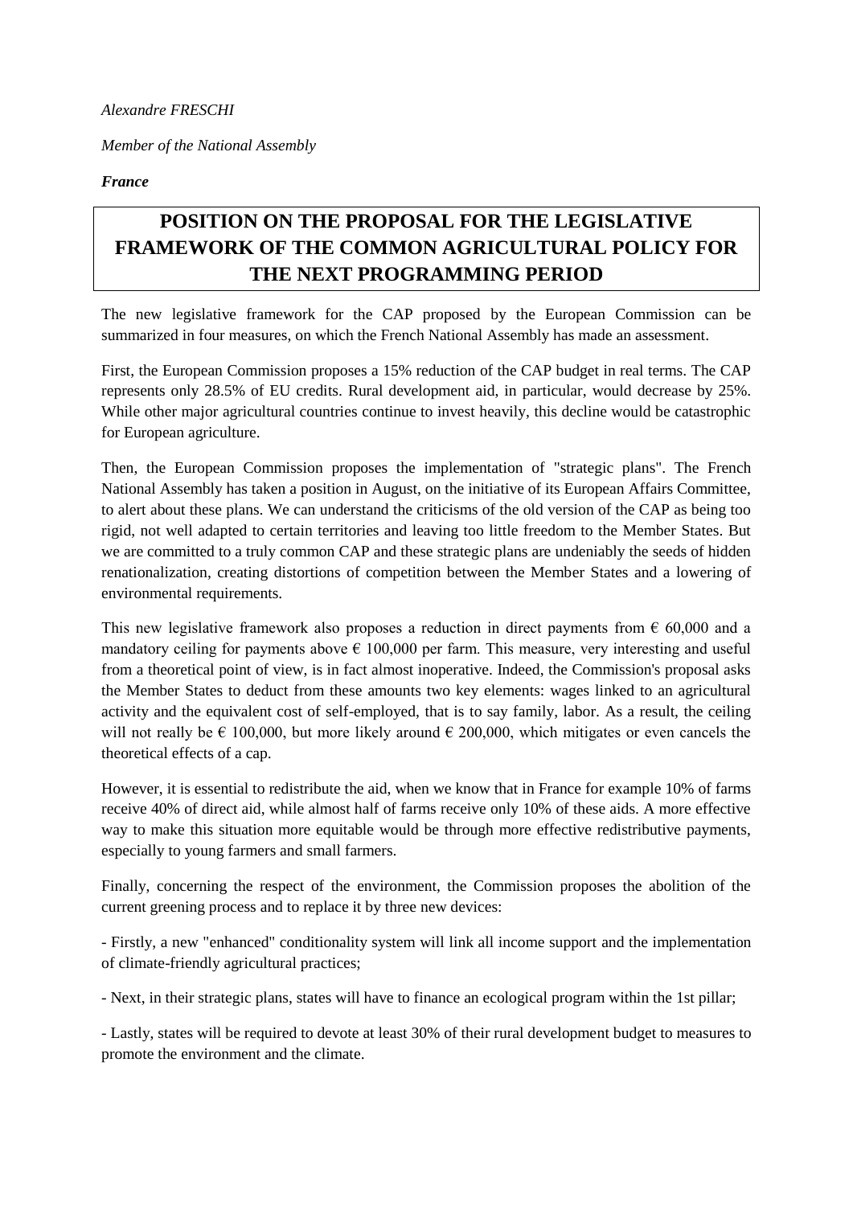*Alexandre FRESCHI*

*Member of the National Assembly*

***France***

# POSITION ON THE PROPOSAL FOR THE LEGISLATIVE FRAMEWORK OF THE COMMON AGRICULTURAL POLICY FOR THE NEXT PROGRAMMING PERIOD

The new legislative framework for the CAP proposed by the European Commission can be summarized in four measures, on which the French National Assembly has made an assessment.

First, the European Commission proposes a 15% reduction of the CAP budget in real terms. The CAP represents only 28.5% of EU credits. Rural development aid, in particular, would decrease by 25%. While other major agricultural countries continue to invest heavily, this decline would be catastrophic for European agriculture.

Then, the European Commission proposes the implementation of "strategic plans". The French National Assembly has taken a position in August, on the initiative of its European Affairs Committee, to alert about these plans. We can understand the criticisms of the old version of the CAP as being too rigid, not well adapted to certain territories and leaving too little freedom to the Member States. But we are committed to a truly common CAP and these strategic plans are undeniably the seeds of hidden renationalization, creating distortions of competition between the Member States and a lowering of environmental requirements.

This new legislative framework also proposes a reduction in direct payments from € 60,000 and a mandatory ceiling for payments above € 100,000 per farm. This measure, very interesting and useful from a theoretical point of view, is in fact almost inoperative. Indeed, the Commission's proposal asks the Member States to deduct from these amounts two key elements: wages linked to an agricultural activity and the equivalent cost of self-employed, that is to say family, labor. As a result, the ceiling will not really be € 100,000, but more likely around € 200,000, which mitigates or even cancels the theoretical effects of a cap.

However, it is essential to redistribute the aid, when we know that in France for example 10% of farms receive 40% of direct aid, while almost half of farms receive only 10% of these aids. A more effective way to make this situation more equitable would be through more effective redistributive payments, especially to young farmers and small farmers.

Finally, concerning the respect of the environment, the Commission proposes the abolition of the current greening process and to replace it by three new devices:

- Firstly, a new "enhanced" conditionality system will link all income support and the implementation of climate-friendly agricultural practices;
- Next, in their strategic plans, states will have to finance an ecological program within the 1st pillar;
- Lastly, states will be required to devote at least 30% of their rural development budget to measures to promote the environment and the climate.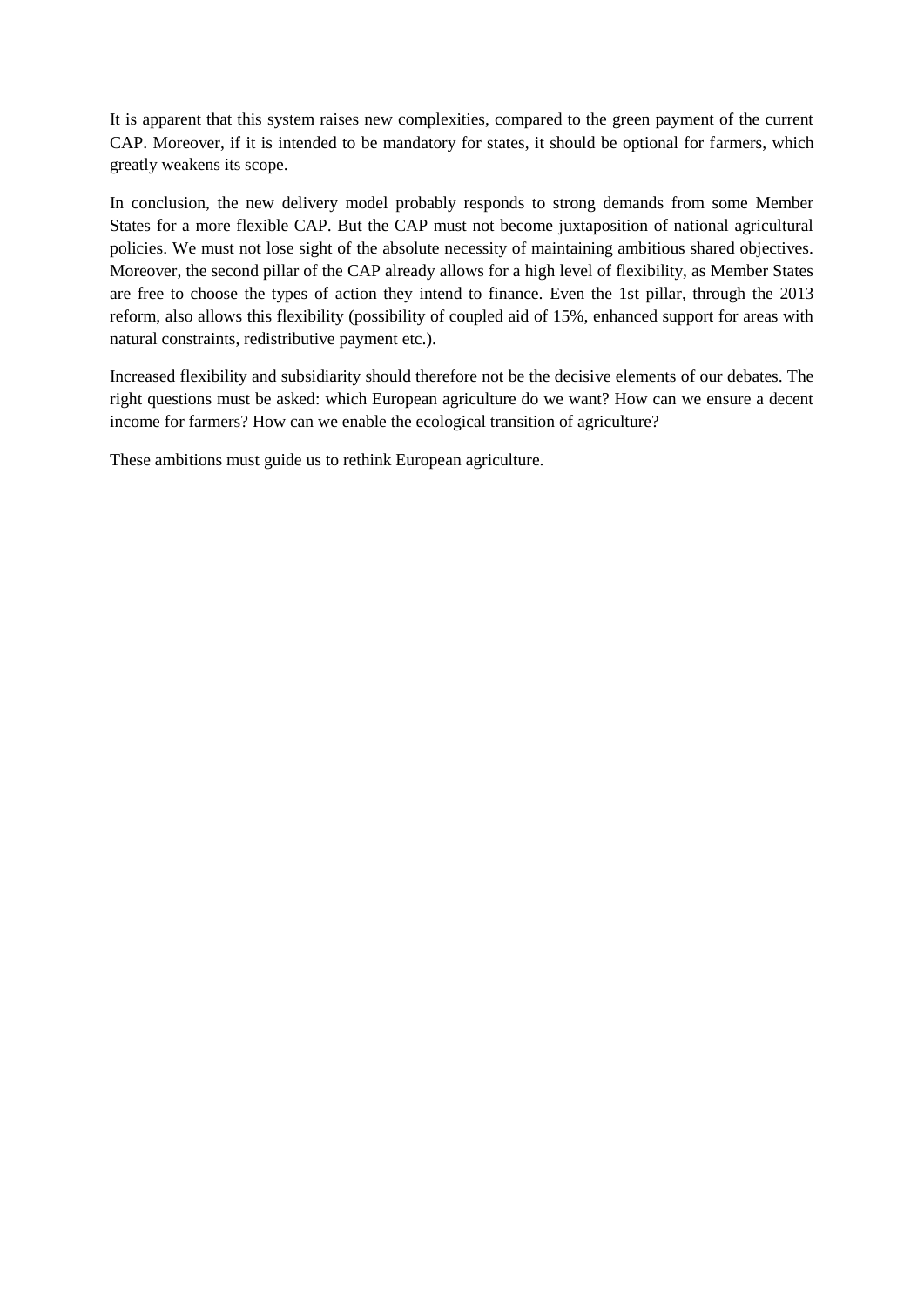It is apparent that this system raises new complexities, compared to the green payment of the current CAP. Moreover, if it is intended to be mandatory for states, it should be optional for farmers, which greatly weakens its scope.

In conclusion, the new delivery model probably responds to strong demands from some Member States for a more flexible CAP. But the CAP must not become juxtaposition of national agricultural policies. We must not lose sight of the absolute necessity of maintaining ambitious shared objectives. Moreover, the second pillar of the CAP already allows for a high level of flexibility, as Member States are free to choose the types of action they intend to finance. Even the 1st pillar, through the 2013 reform, also allows this flexibility (possibility of coupled aid of 15%, enhanced support for areas with natural constraints, redistributive payment etc.).

Increased flexibility and subsidiarity should therefore not be the decisive elements of our debates. The right questions must be asked: which European agriculture do we want? How can we ensure a decent income for farmers? How can we enable the ecological transition of agriculture?

These ambitions must guide us to rethink European agriculture.